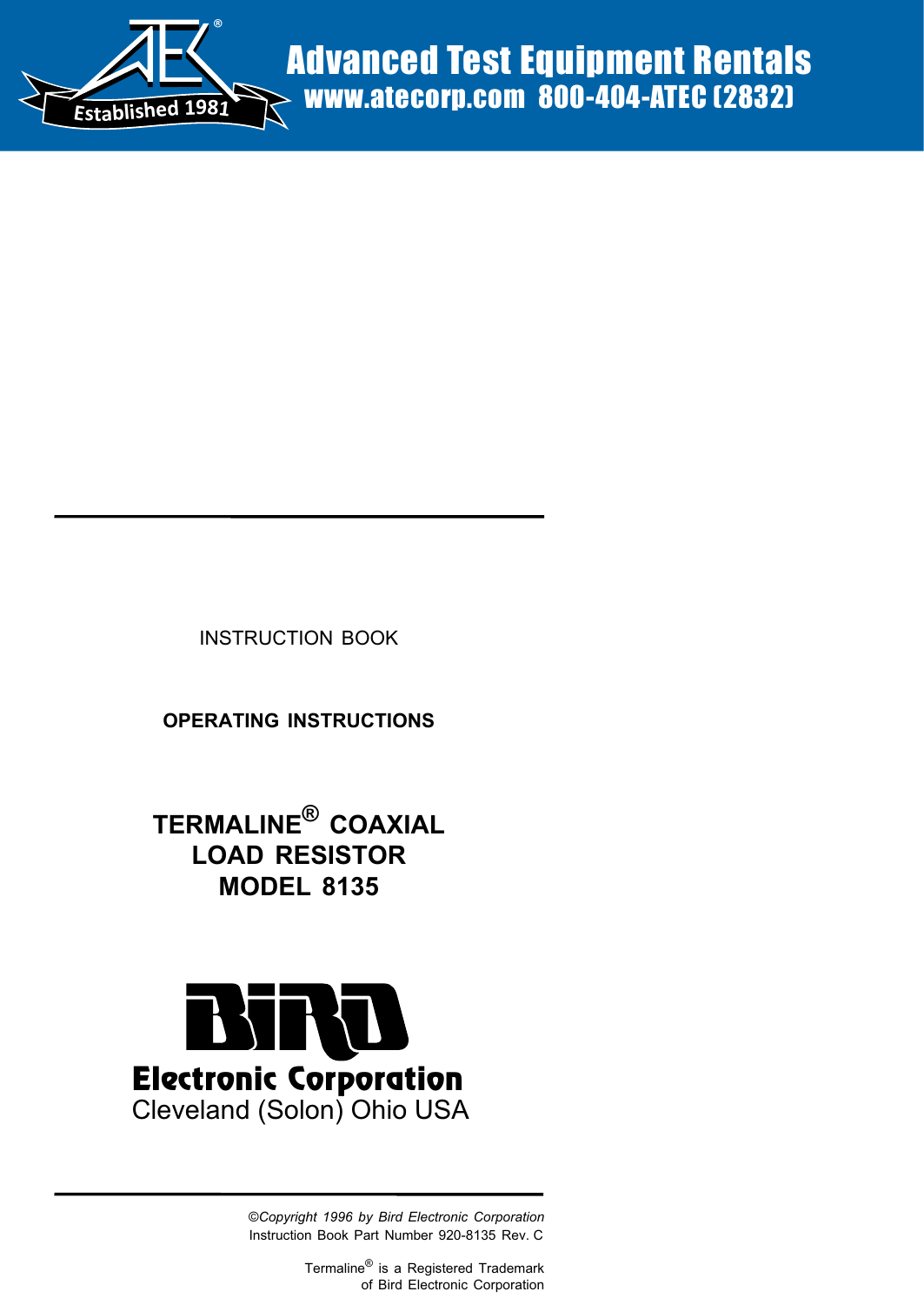Advanced Test Equipment Rentals
www.atecorp.com 800-404-ATEC (2832)

Established 1981

INSTRUCTION BOOK

**OPERATING INSTRUCTIONS**

# TERMALINE® COAXIAL LOAD RESISTOR MODEL 8135

**BIRD**

**Electronic Corporation**

Cleveland (Solon) Ohio USA

*©Copyright 1996 by Bird Electronic Corporation*

Instruction Book Part Number 920-8135 Rev. C

Termaline® is a Registered Trademark of Bird Electronic Corporation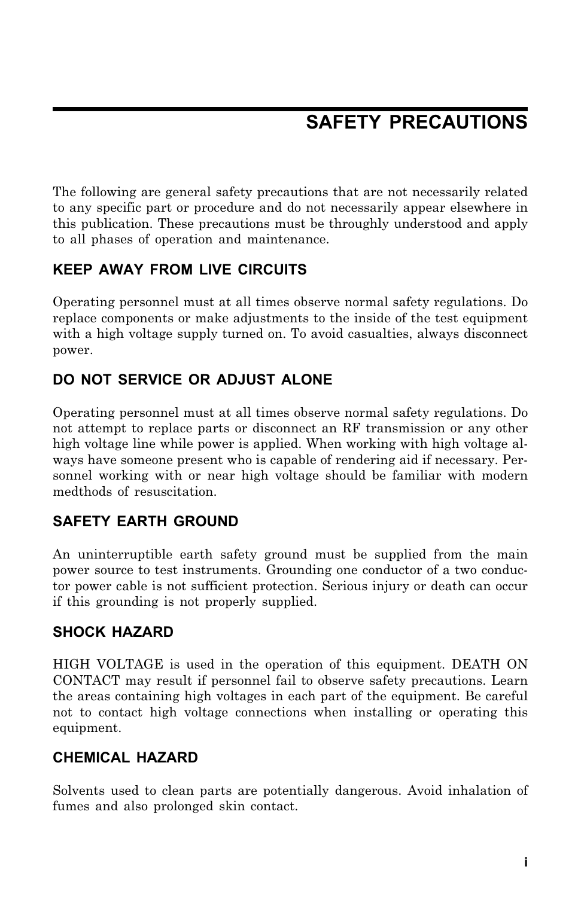# SAFETY PRECAUTIONS

The following are general safety precautions that are not necessarily related to any specific part or procedure and do not necessarily appear elsewhere in this publication. These precautions must be throughly understood and apply to all phases of operation and maintenance.

### KEEP AWAY FROM LIVE CIRCUITS

Operating personnel must at all times observe normal safety regulations. Do replace components or make adjustments to the inside of the test equipment with a high voltage supply turned on. To avoid casualties, always disconnect power.

### DO NOT SERVICE OR ADJUST ALONE

Operating personnel must at all times observe normal safety regulations. Do not attempt to replace parts or disconnect an RF transmission or any other high voltage line while power is applied. When working with high voltage always have someone present who is capable of rendering aid if necessary. Personnel working with or near high voltage should be familiar with modern medthods of resuscitation.

### SAFETY EARTH GROUND

An uninterruptible earth safety ground must be supplied from the main power source to test instruments. Grounding one conductor of a two conductor power cable is not sufficient protection. Serious injury or death can occur if this grounding is not properly supplied.

### SHOCK HAZARD

HIGH VOLTAGE is used in the operation of this equipment. DEATH ON CONTACT may result if personnel fail to observe safety precautions. Learn the areas containing high voltages in each part of the equipment. Be careful not to contact high voltage connections when installing or operating this equipment.

### CHEMICAL HAZARD

Solvents used to clean parts are potentially dangerous. Avoid inhalation of fumes and also prolonged skin contact.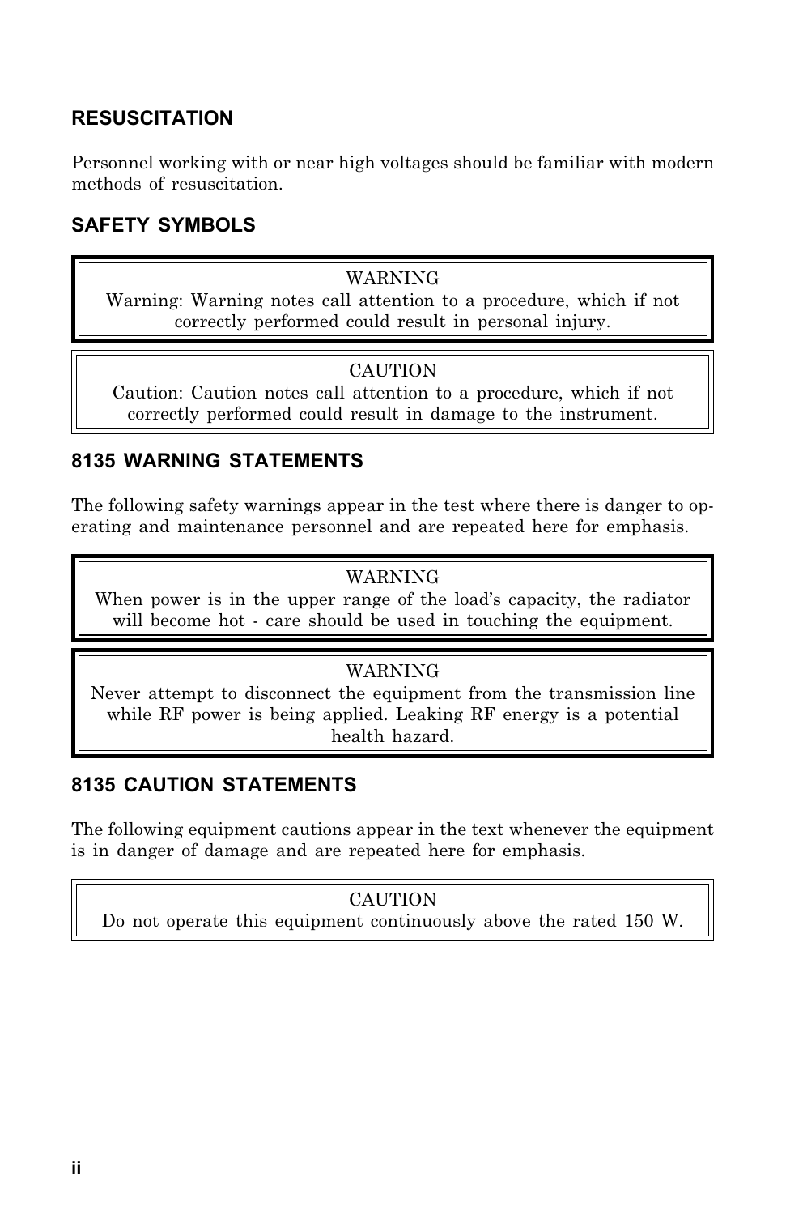## RESUSCITATION

Personnel working with or near high voltages should be familiar with modern methods of resuscitation.

## SAFETY SYMBOLS

> WARNING
> Warning: Warning notes call attention to a procedure, which if not correctly performed could result in personal injury.

> CAUTION
> Caution: Caution notes call attention to a procedure, which if not correctly performed could result in damage to the instrument.

## 8135 WARNING STATEMENTS

The following safety warnings appear in the test where there is danger to operating and maintenance personnel and are repeated here for emphasis.

> WARNING
> When power is in the upper range of the load's capacity, the radiator will become hot - care should be used in touching the equipment.

> WARNING
> Never attempt to disconnect the equipment from the transmission line while RF power is being applied. Leaking RF energy is a potential health hazard.

## 8135 CAUTION STATEMENTS

The following equipment cautions appear in the text whenever the equipment is in danger of damage and are repeated here for emphasis.

> CAUTION
> Do not operate this equipment continuously above the rated 150 W.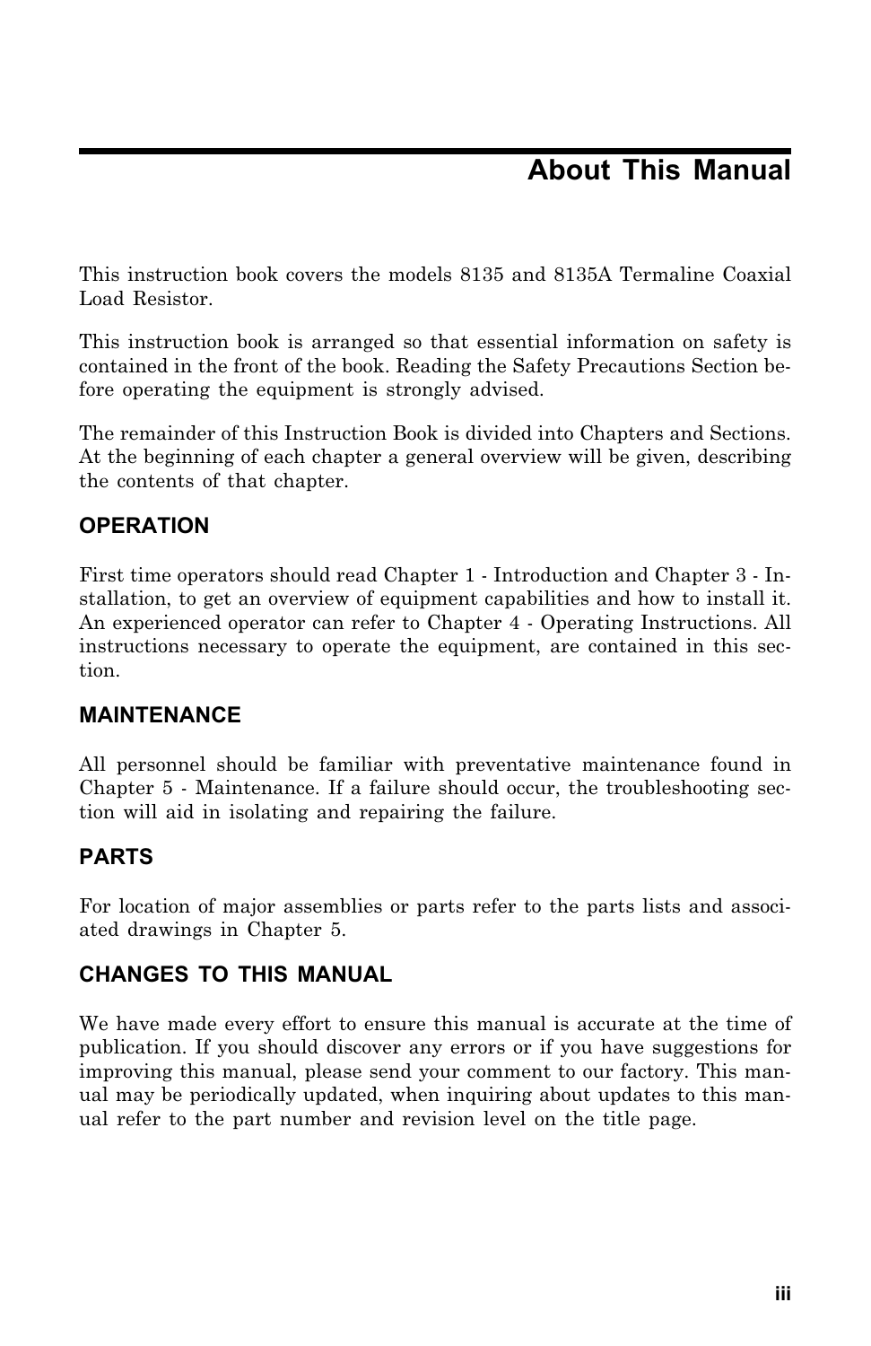# About This Manual

This instruction book covers the models 8135 and 8135A Termaline Coaxial Load Resistor.

This instruction book is arranged so that essential information on safety is contained in the front of the book. Reading the Safety Precautions Section before operating the equipment is strongly advised.

The remainder of this Instruction Book is divided into Chapters and Sections. At the beginning of each chapter a general overview will be given, describing the contents of that chapter.

## OPERATION

First time operators should read Chapter 1 - Introduction and Chapter 3 - Installation, to get an overview of equipment capabilities and how to install it. An experienced operator can refer to Chapter 4 - Operating Instructions. All instructions necessary to operate the equipment, are contained in this section.

## MAINTENANCE

All personnel should be familiar with preventative maintenance found in Chapter 5 - Maintenance. If a failure should occur, the troubleshooting section will aid in isolating and repairing the failure.

## PARTS

For location of major assemblies or parts refer to the parts lists and associated drawings in Chapter 5.

## CHANGES TO THIS MANUAL

We have made every effort to ensure this manual is accurate at the time of publication. If you should discover any errors or if you have suggestions for improving this manual, please send your comment to our factory. This manual may be periodically updated, when inquiring about updates to this manual refer to the part number and revision level on the title page.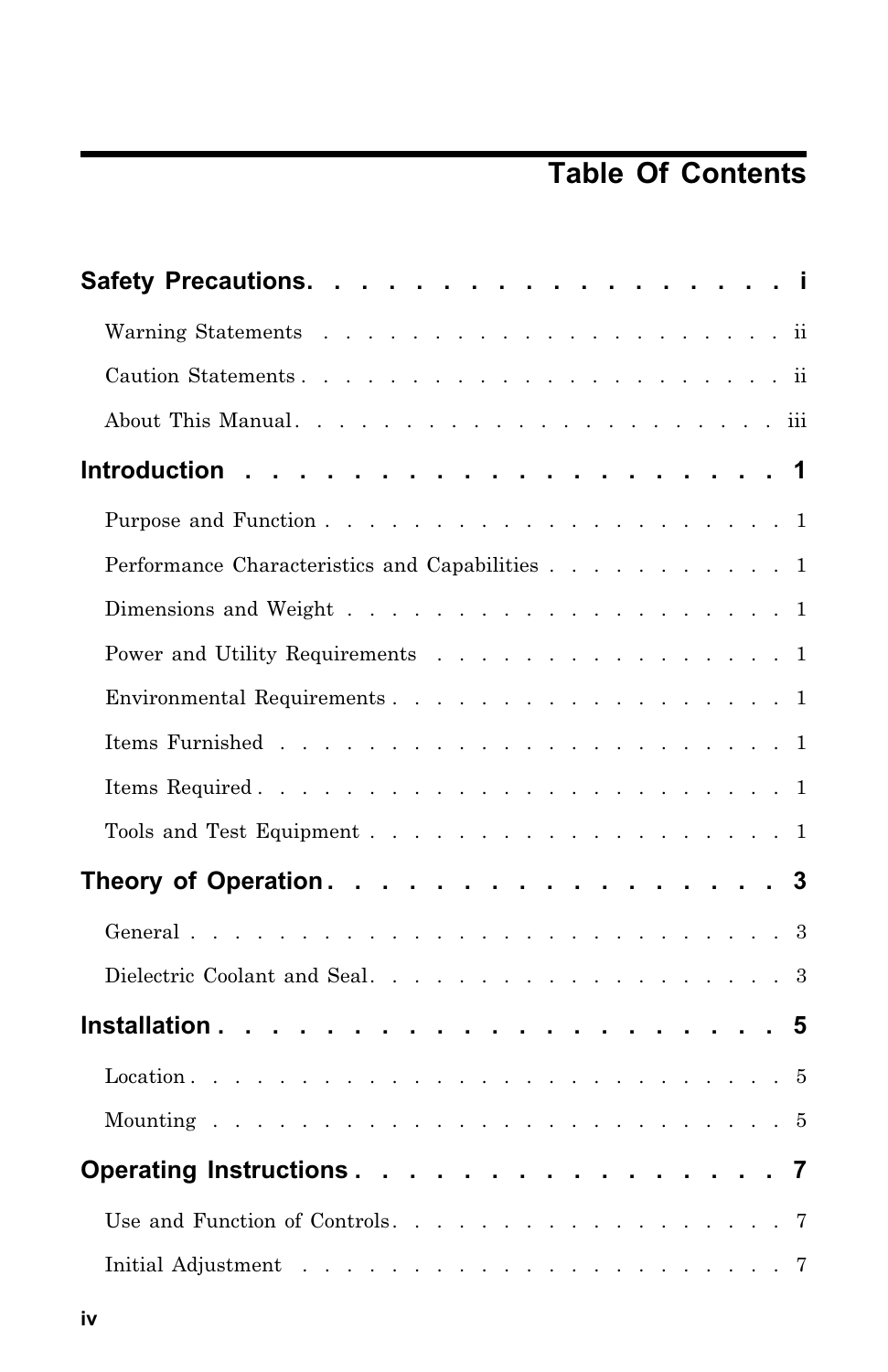# Table Of Contents

**Safety Precautions. . . . . . . . . . . . . . . . . . . i**

Warning Statements . . . . . . . . . . . . . . . . . . . . . . ii

Caution Statements . . . . . . . . . . . . . . . . . . . . . . ii

About This Manual. . . . . . . . . . . . . . . . . . . . . . iii

**Introduction . . . . . . . . . . . . . . . . . . . . . 1**

Purpose and Function . . . . . . . . . . . . . . . . . . . . . 1

Performance Characteristics and Capabilities . . . . . . . . . . . 1

Dimensions and Weight . . . . . . . . . . . . . . . . . . . . 1

Power and Utility Requirements . . . . . . . . . . . . . . . . 1

Environmental Requirements . . . . . . . . . . . . . . . . . . 1

Items Furnished . . . . . . . . . . . . . . . . . . . . . . . 1

Items Required . . . . . . . . . . . . . . . . . . . . . . . . 1

Tools and Test Equipment . . . . . . . . . . . . . . . . . . . 1

**Theory of Operation . . . . . . . . . . . . . . . . . 3**

General . . . . . . . . . . . . . . . . . . . . . . . . . . . 3

Dielectric Coolant and Seal. . . . . . . . . . . . . . . . . . . 3

**Installation . . . . . . . . . . . . . . . . . . . . . 5**

Location . . . . . . . . . . . . . . . . . . . . . . . . . . . 5

Mounting . . . . . . . . . . . . . . . . . . . . . . . . . . . 5

**Operating Instructions . . . . . . . . . . . . . . . . 7**

Use and Function of Controls. . . . . . . . . . . . . . . . . . 7

Initial Adjustment . . . . . . . . . . . . . . . . . . . . . . 7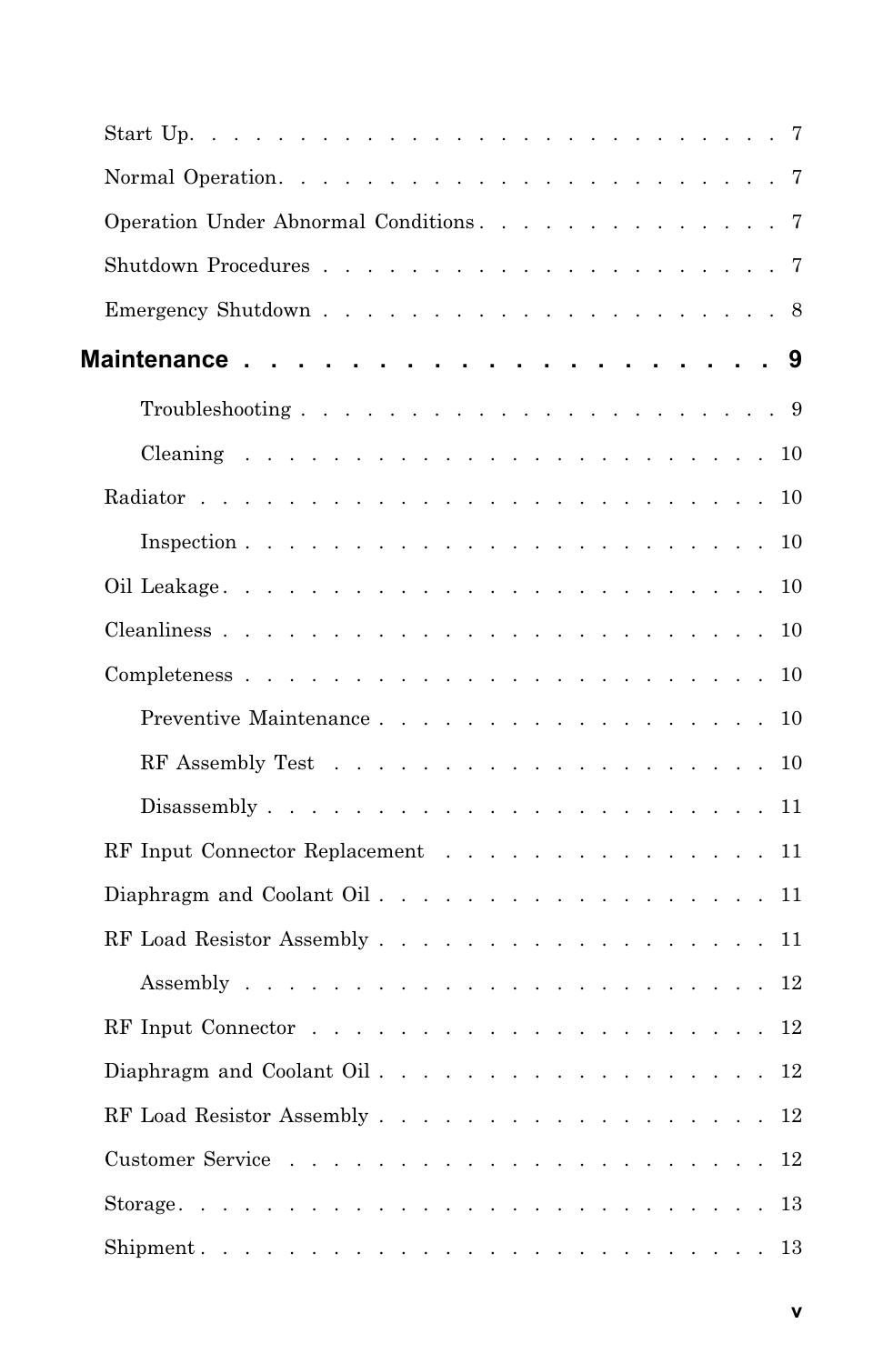Start Up. . . . . . . . . . . . . . . . . . . . . . . . . . . 7

Normal Operation. . . . . . . . . . . . . . . . . . . . . . . 7

Operation Under Abnormal Conditions . . . . . . . . . . . . . . 7

Shutdown Procedures . . . . . . . . . . . . . . . . . . . . . 7

Emergency Shutdown . . . . . . . . . . . . . . . . . . . . . 8

**Maintenance . . . . . . . . . . . . . . . . . . . . . 9**

Troubleshooting . . . . . . . . . . . . . . . . . . . . . . 9

Cleaning . . . . . . . . . . . . . . . . . . . . . . . . . 10

Radiator . . . . . . . . . . . . . . . . . . . . . . . . . . 10

Inspection . . . . . . . . . . . . . . . . . . . . . . . . 10

Oil Leakage . . . . . . . . . . . . . . . . . . . . . . . . 10

Cleanliness . . . . . . . . . . . . . . . . . . . . . . . . 10

Completeness . . . . . . . . . . . . . . . . . . . . . . . 10

Preventive Maintenance . . . . . . . . . . . . . . . . . . 10

RF Assembly Test . . . . . . . . . . . . . . . . . . . . . 10

Disassembly . . . . . . . . . . . . . . . . . . . . . . . 11

RF Input Connector Replacement . . . . . . . . . . . . . . . . 11

Diaphragm and Coolant Oil . . . . . . . . . . . . . . . . . . 11

RF Load Resistor Assembly . . . . . . . . . . . . . . . . . . 11

Assembly . . . . . . . . . . . . . . . . . . . . . . . . . 12

RF Input Connector . . . . . . . . . . . . . . . . . . . . . 12

Diaphragm and Coolant Oil . . . . . . . . . . . . . . . . . . 12

RF Load Resistor Assembly . . . . . . . . . . . . . . . . . . 12

Customer Service . . . . . . . . . . . . . . . . . . . . . . 12

Storage. . . . . . . . . . . . . . . . . . . . . . . . . . . 13

Shipment . . . . . . . . . . . . . . . . . . . . . . . . . . 13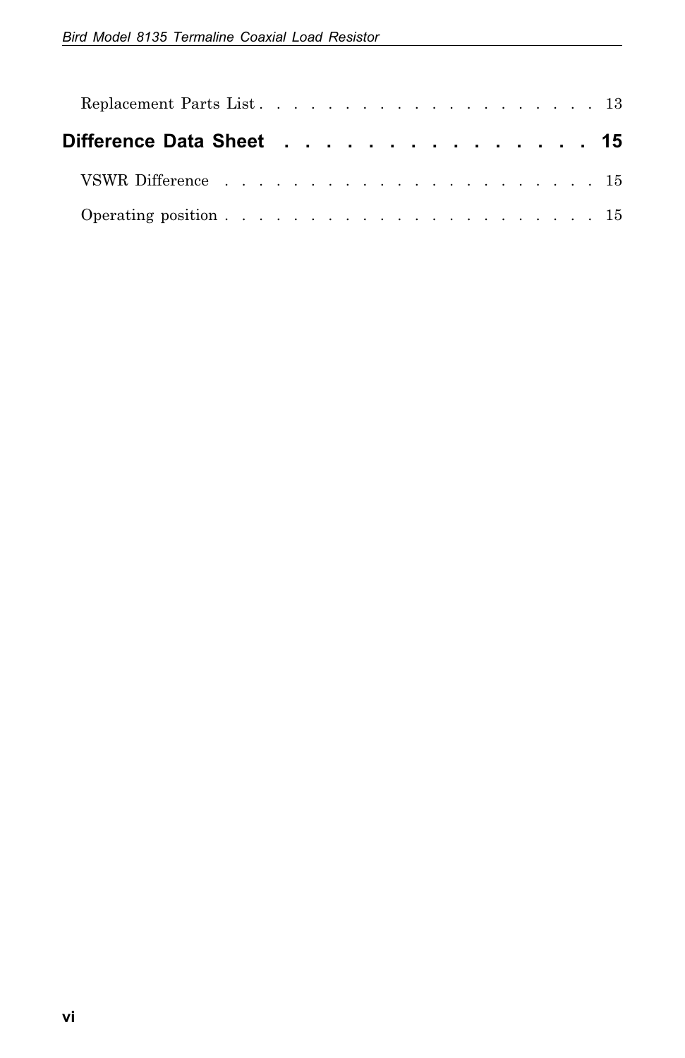Replacement Parts List . . . . . . . . . . . . . . . . . . . . 13

**Difference Data Sheet . . . . . . . . . . . . . . . 15**

VSWR Difference . . . . . . . . . . . . . . . . . . . . . . 15

Operating position . . . . . . . . . . . . . . . . . . . . . . 15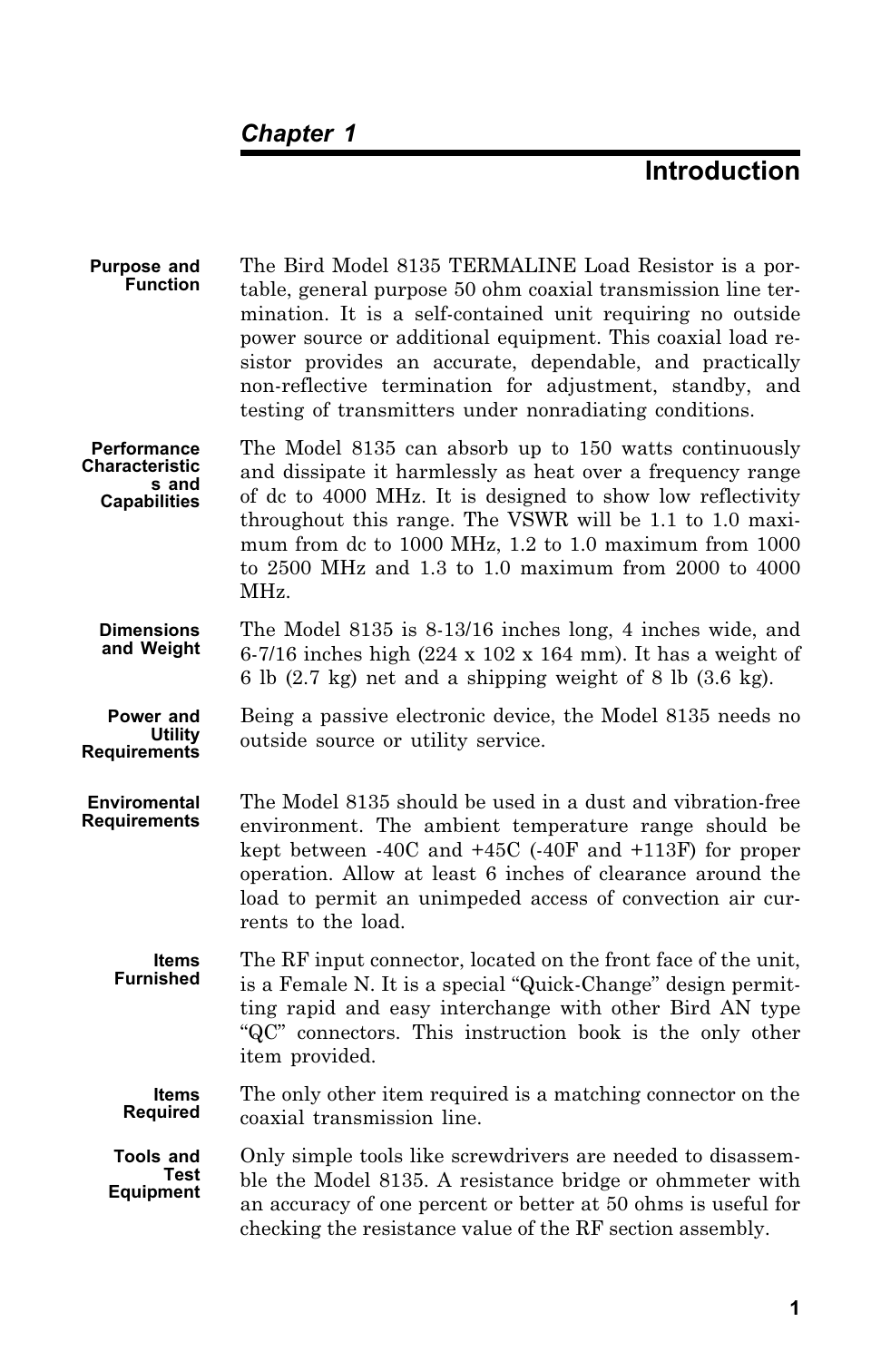*Chapter 1*

# Introduction

**Purpose and Function**

The Bird Model 8135 TERMALINE Load Resistor is a portable, general purpose 50 ohm coaxial transmission line termination. It is a self-contained unit requiring no outside power source or additional equipment. This coaxial load resistor provides an accurate, dependable, and practically non-reflective termination for adjustment, standby, and testing of transmitters under nonradiating conditions.

**Performance Characteristics and Capabilities**

The Model 8135 can absorb up to 150 watts continuously and dissipate it harmlessly as heat over a frequency range of dc to 4000 MHz. It is designed to show low reflectivity throughout this range. The VSWR will be 1.1 to 1.0 maximum from dc to 1000 MHz, 1.2 to 1.0 maximum from 1000 to 2500 MHz and 1.3 to 1.0 maximum from 2000 to 4000 MHz.

**Dimensions and Weight**

The Model 8135 is 8-13/16 inches long, 4 inches wide, and 6-7/16 inches high (224 x 102 x 164 mm). It has a weight of 6 lb (2.7 kg) net and a shipping weight of 8 lb (3.6 kg).

**Power and Utility Requirements**

Being a passive electronic device, the Model 8135 needs no outside source or utility service.

**Enviromental Requirements**

The Model 8135 should be used in a dust and vibration-free environment. The ambient temperature range should be kept between -40C and +45C (-40F and +113F) for proper operation. Allow at least 6 inches of clearance around the load to permit an unimpeded access of convection air currents to the load.

**Items Furnished**

The RF input connector, located on the front face of the unit, is a Female N. It is a special “Quick-Change” design permitting rapid and easy interchange with other Bird AN type “QC” connectors. This instruction book is the only other item provided.

**Items Required**

The only other item required is a matching connector on the coaxial transmission line.

**Tools and Test Equipment**

Only simple tools like screwdrivers are needed to disassemble the Model 8135. A resistance bridge or ohmmeter with an accuracy of one percent or better at 50 ohms is useful for checking the resistance value of the RF section assembly.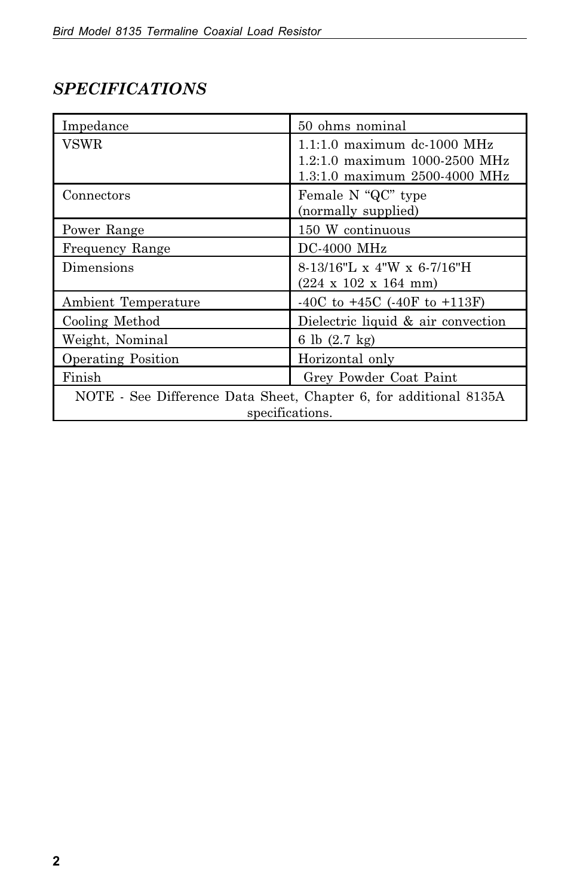## *SPECIFICATIONS*

| | |
|---|---|
| Impedance | 50 ohms nominal |
| VSWR | 1.1:1.0 maximum dc-1000 MHz<br>1.2:1.0 maximum 1000-2500 MHz<br>1.3:1.0 maximum 2500-4000 MHz |
| Connectors | Female N “QC” type<br>(normally supplied) |
| Power Range | 150 W continuous |
| Frequency Range | DC-4000 MHz |
| Dimensions | 8-13/16"L x 4"W x 6-7/16"H<br>(224 x 102 x 164 mm) |
| Ambient Temperature | -40C to +45C (-40F to +113F) |
| Cooling Method | Dielectric liquid & air convection |
| Weight, Nominal | 6 lb (2.7 kg) |
| Operating Position | Horizontal only |
| Finish | Grey Powder Coat Paint |
| NOTE - See Difference Data Sheet, Chapter 6, for additional 8135A specifications. | |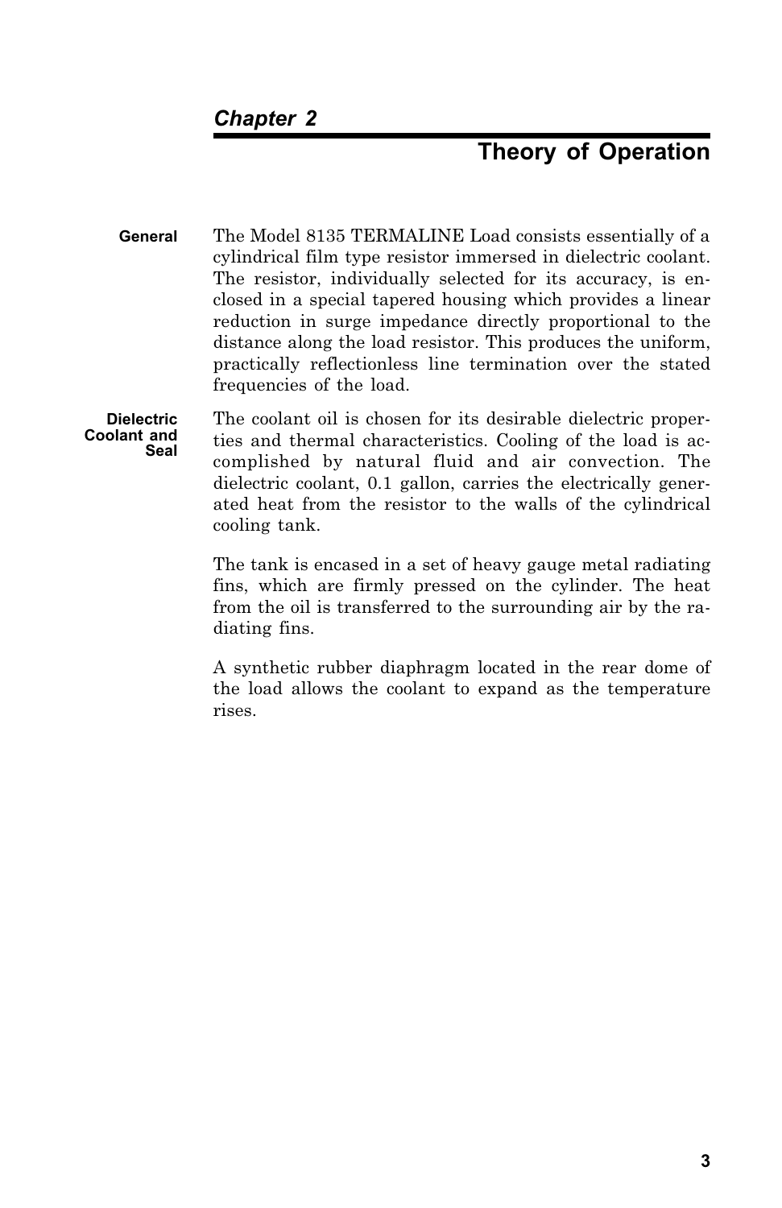# Chapter 2

# Theory of Operation

### General

The Model 8135 TERMALINE Load consists essentially of a cylindrical film type resistor immersed in dielectric coolant. The resistor, individually selected for its accuracy, is enclosed in a special tapered housing which provides a linear reduction in surge impedance directly proportional to the distance along the load resistor. This produces the uniform, practically reflectionless line termination over the stated frequencies of the load.

### Dielectric Coolant and Seal

The coolant oil is chosen for its desirable dielectric properties and thermal characteristics. Cooling of the load is accomplished by natural fluid and air convection. The dielectric coolant, 0.1 gallon, carries the electrically generated heat from the resistor to the walls of the cylindrical cooling tank.

The tank is encased in a set of heavy gauge metal radiating fins, which are firmly pressed on the cylinder. The heat from the oil is transferred to the surrounding air by the radiating fins.

A synthetic rubber diaphragm located in the rear dome of the load allows the coolant to expand as the temperature rises.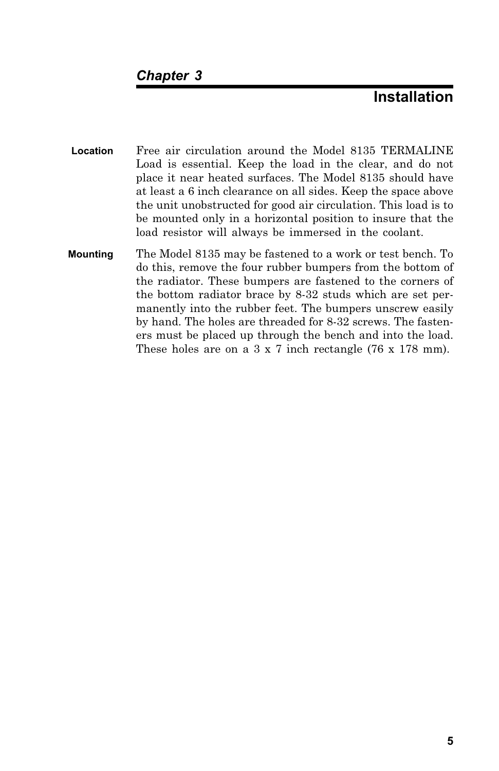*Chapter 3*

# Installation

### Location

Free air circulation around the Model 8135 TERMALINE Load is essential. Keep the load in the clear, and do not place it near heated surfaces. The Model 8135 should have at least a 6 inch clearance on all sides. Keep the space above the unit unobstructed for good air circulation. This load is to be mounted only in a horizontal position to insure that the load resistor will always be immersed in the coolant.

### Mounting

The Model 8135 may be fastened to a work or test bench. To do this, remove the four rubber bumpers from the bottom of the radiator. These bumpers are fastened to the corners of the bottom radiator brace by 8-32 studs which are set permanently into the rubber feet. The bumpers unscrew easily by hand. The holes are threaded for 8-32 screws. The fasteners must be placed up through the bench and into the load. These holes are on a 3 x 7 inch rectangle (76 x 178 mm).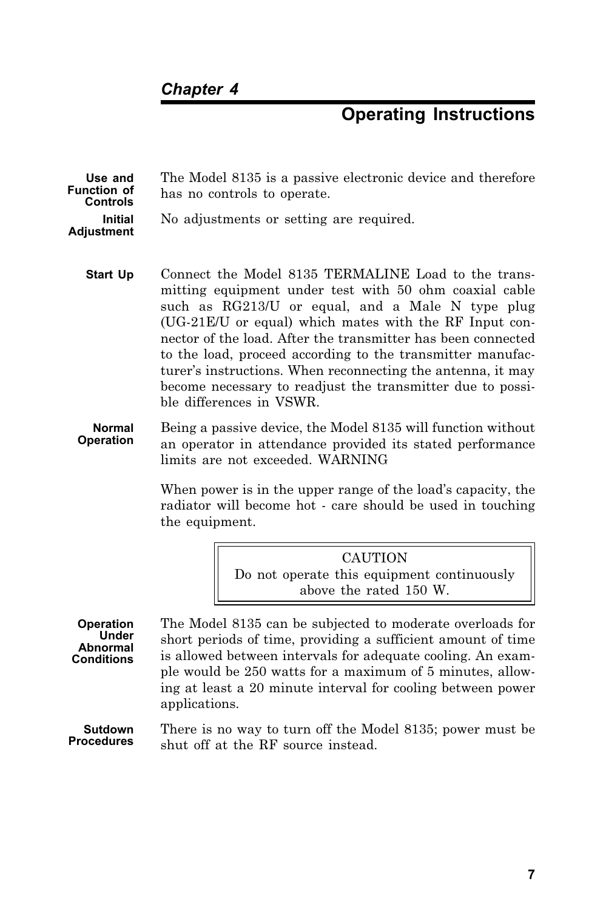*Chapter 4*

# Operating Instructions

**Use and Function of Controls**

The Model 8135 is a passive electronic device and therefore has no controls to operate.

**Initial Adjustment**

No adjustments or setting are required.

**Start Up**

Connect the Model 8135 TERMALINE Load to the transmitting equipment under test with 50 ohm coaxial cable such as RG213/U or equal, and a Male N type plug (UG-21E/U or equal) which mates with the RF Input connector of the load. After the transmitter has been connected to the load, proceed according to the transmitter manufacturer's instructions. When reconnecting the antenna, it may become necessary to readjust the transmitter due to possible differences in VSWR.

**Normal Operation**

Being a passive device, the Model 8135 will function without an operator in attendance provided its stated performance limits are not exceeded. WARNING

When power is in the upper range of the load's capacity, the radiator will become hot - care should be used in touching the equipment.

> CAUTION
> Do not operate this equipment continuously above the rated 150 W.

**Operation Under Abnormal Conditions**

The Model 8135 can be subjected to moderate overloads for short periods of time, providing a sufficient amount of time is allowed between intervals for adequate cooling. An example would be 250 watts for a maximum of 5 minutes, allowing at least a 20 minute interval for cooling between power applications.

**Sutdown Procedures**

There is no way to turn off the Model 8135; power must be shut off at the RF source instead.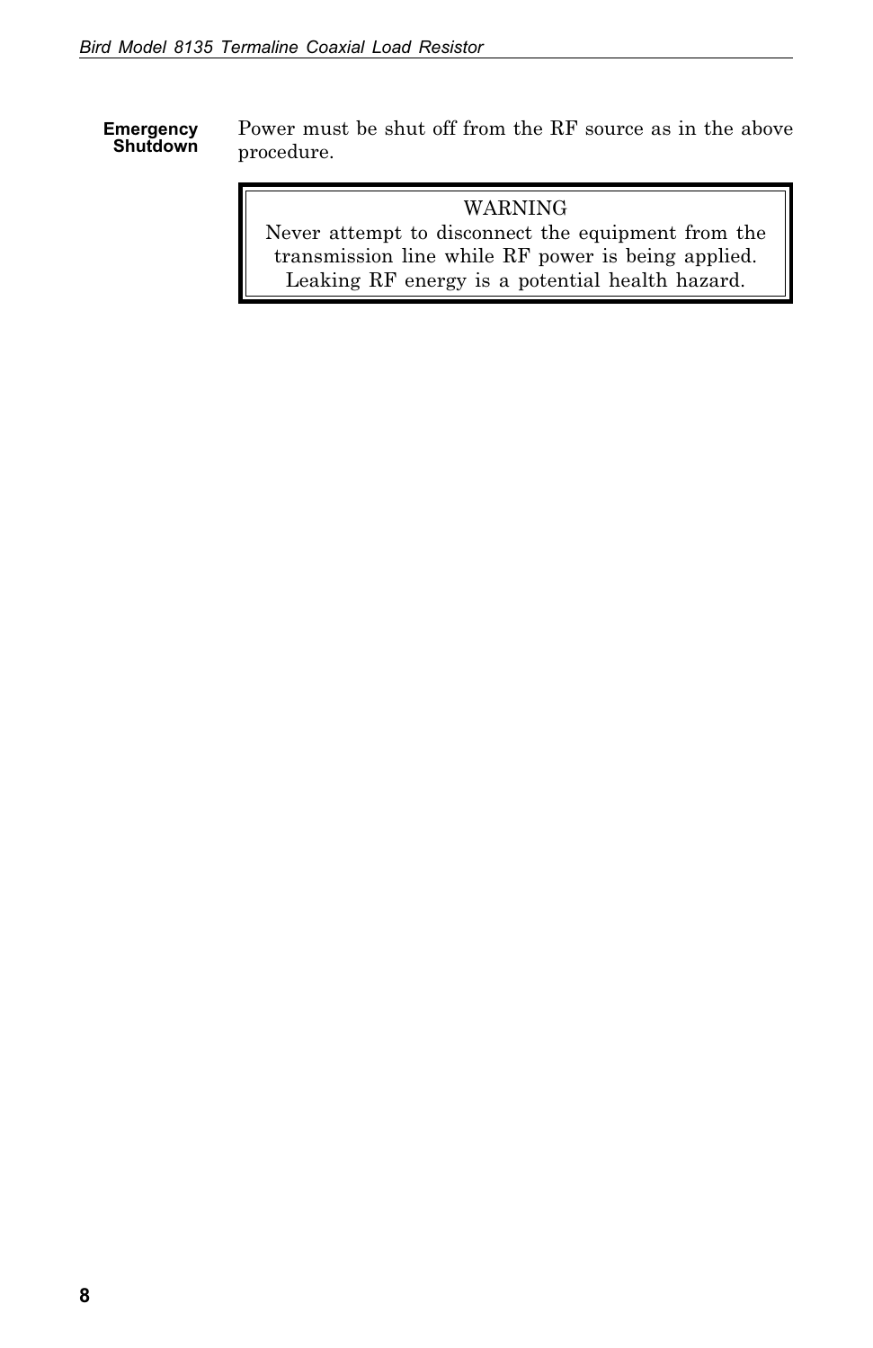### Emergency Shutdown

Power must be shut off from the RF source as in the above procedure.

> **WARNING**
> Never attempt to disconnect the equipment from the transmission line while RF power is being applied. Leaking RF energy is a potential health hazard.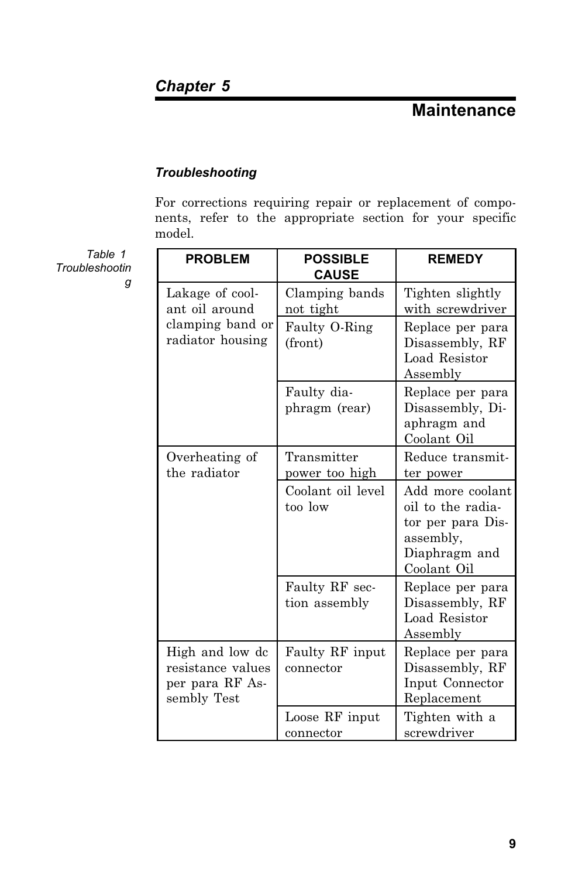# Chapter 5

# Maintenance

### *Troubleshooting*

For corrections requiring repair or replacement of components, refer to the appropriate section for your specific model.

*Table 1 Troubleshooting*

| PROBLEM | POSSIBLE CAUSE | REMEDY |
|---|---|---|
| Lakage of coolant oil around clamping band or radiator housing | Clamping bands not tight | Tighten slightly with screwdriver |
| | Faulty O-Ring (front) | Replace per para Disassembly, RF Load Resistor Assembly |
| | Faulty diaphragm (rear) | Replace per para Disassembly, Diaphragm and Coolant Oil |
| Overheating of the radiator | Transmitter power too high | Reduce transmitter power |
| | Coolant oil level too low | Add more coolant oil to the radiator per para Disassembly, Diaphragm and Coolant Oil |
| | Faulty RF section assembly | Replace per para Disassembly, RF Load Resistor Assembly |
| High and low dc resistance values per para RF Assembly Test | Faulty RF input connector | Replace per para Disassembly, RF Input Connector Replacement |
| | Loose RF input connector | Tighten with a screwdriver |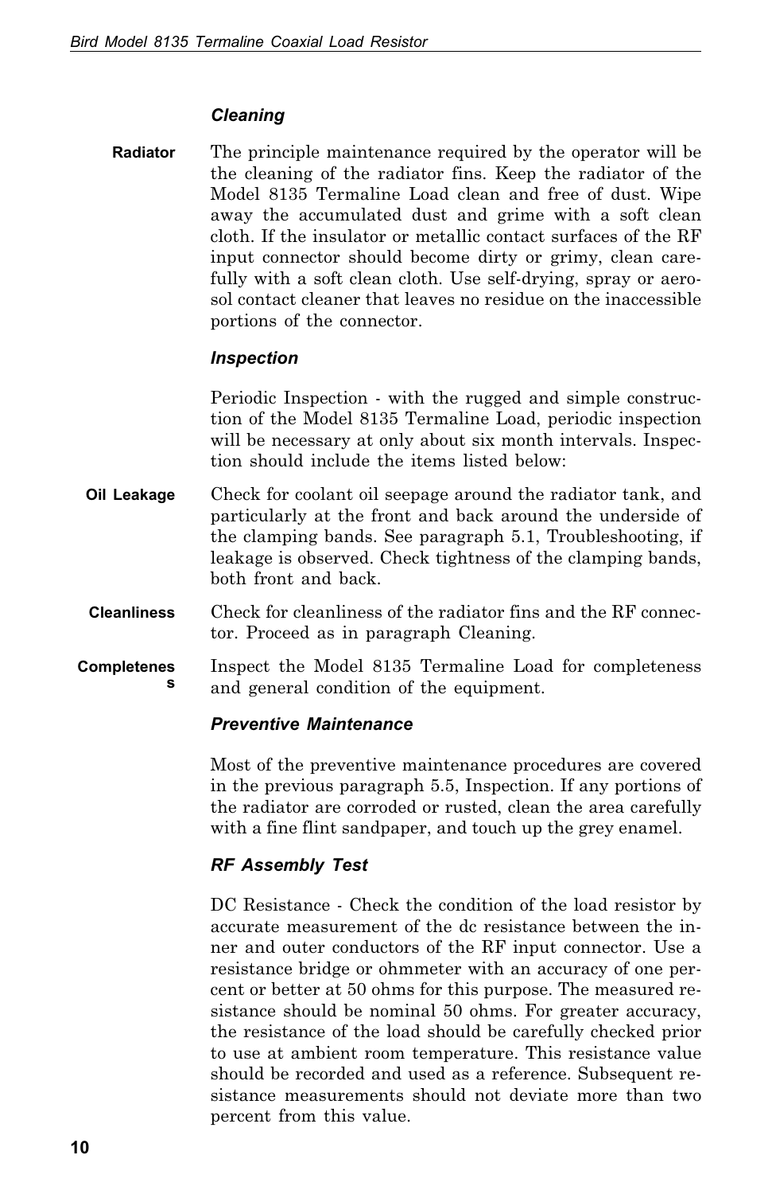### *Cleaning*

**Radiator**

The principle maintenance required by the operator will be the cleaning of the radiator fins. Keep the radiator of the Model 8135 Termaline Load clean and free of dust. Wipe away the accumulated dust and grime with a soft clean cloth. If the insulator or metallic contact surfaces of the RF input connector should become dirty or grimy, clean carefully with a soft clean cloth. Use self-drying, spray or aerosol contact cleaner that leaves no residue on the inaccessible portions of the connector.

### *Inspection*

Periodic Inspection - with the rugged and simple construction of the Model 8135 Termaline Load, periodic inspection will be necessary at only about six month intervals. Inspection should include the items listed below:

**Oil Leakage**

Check for coolant oil seepage around the radiator tank, and particularly at the front and back around the underside of the clamping bands. See paragraph 5.1, Troubleshooting, if leakage is observed. Check tightness of the clamping bands, both front and back.

**Cleanliness**

Check for cleanliness of the radiator fins and the RF connector. Proceed as in paragraph Cleaning.

**Completeness**

Inspect the Model 8135 Termaline Load for completeness and general condition of the equipment.

### *Preventive Maintenance*

Most of the preventive maintenance procedures are covered in the previous paragraph 5.5, Inspection. If any portions of the radiator are corroded or rusted, clean the area carefully with a fine flint sandpaper, and touch up the grey enamel.

### *RF Assembly Test*

DC Resistance - Check the condition of the load resistor by accurate measurement of the dc resistance between the inner and outer conductors of the RF input connector. Use a resistance bridge or ohmmeter with an accuracy of one percent or better at 50 ohms for this purpose. The measured resistance should be nominal 50 ohms. For greater accuracy, the resistance of the load should be carefully checked prior to use at ambient room temperature. This resistance value should be recorded and used as a reference. Subsequent resistance measurements should not deviate more than two percent from this value.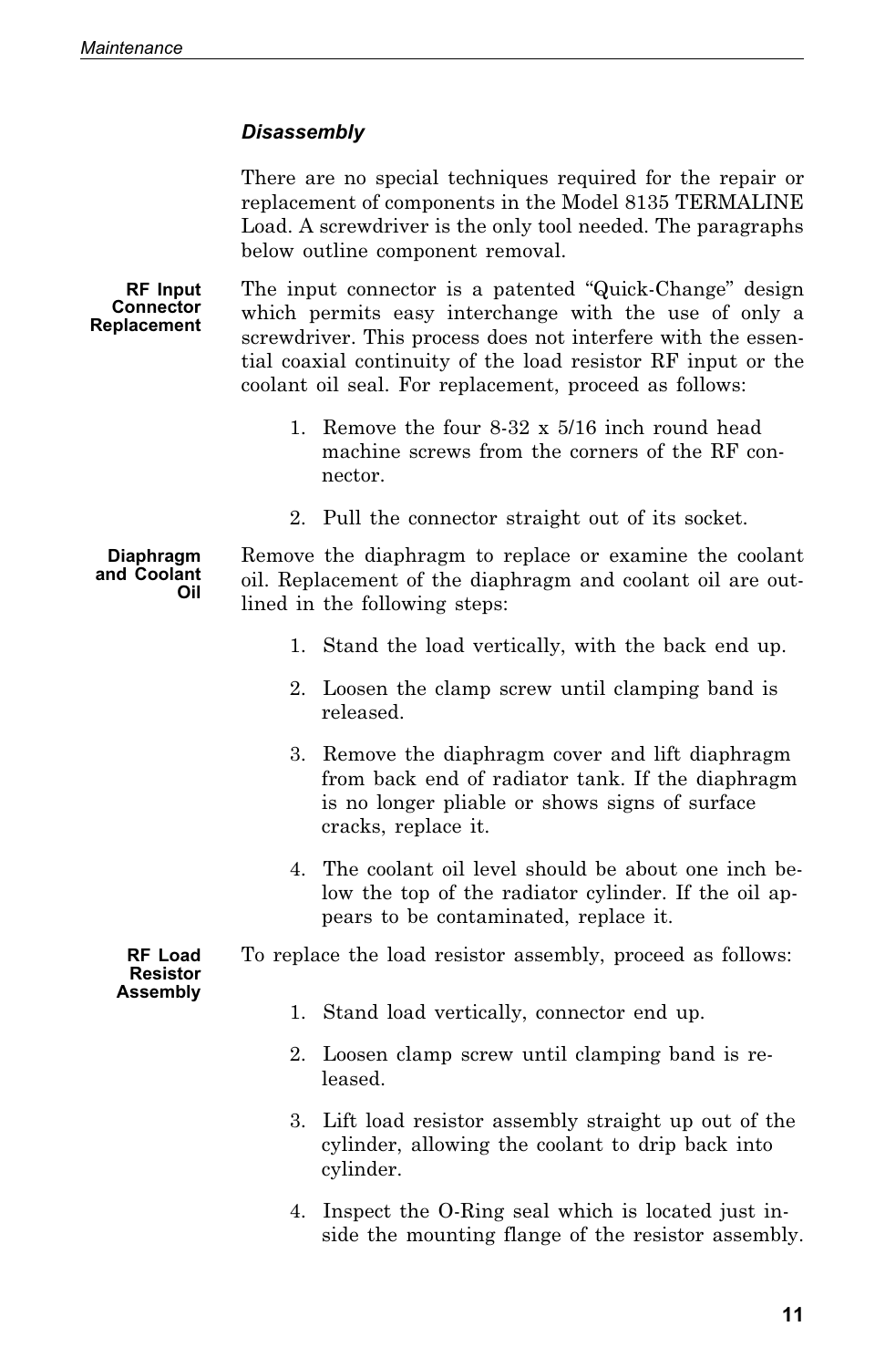### *Disassembly*

There are no special techniques required for the repair or replacement of components in the Model 8135 TERMALINE Load. A screwdriver is the only tool needed. The paragraphs below outline component removal.

#### RF Input Connector Replacement

The input connector is a patented "Quick-Change" design which permits easy interchange with the use of only a screwdriver. This process does not interfere with the essential coaxial continuity of the load resistor RF input or the coolant oil seal. For replacement, proceed as follows:

1. Remove the four 8-32 x 5/16 inch round head machine screws from the corners of the RF connector.

2. Pull the connector straight out of its socket.

#### Diaphragm and Coolant Oil

Remove the diaphragm to replace or examine the coolant oil. Replacement of the diaphragm and coolant oil are outlined in the following steps:

1. Stand the load vertically, with the back end up.

2. Loosen the clamp screw until clamping band is released.

3. Remove the diaphragm cover and lift diaphragm from back end of radiator tank. If the diaphragm is no longer pliable or shows signs of surface cracks, replace it.

4. The coolant oil level should be about one inch below the top of the radiator cylinder. If the oil appears to be contaminated, replace it.

#### RF Load Resistor Assembly

To replace the load resistor assembly, proceed as follows:

1. Stand load vertically, connector end up.

2. Loosen clamp screw until clamping band is released.

3. Lift load resistor assembly straight up out of the cylinder, allowing the coolant to drip back into cylinder.

4. Inspect the O-Ring seal which is located just inside the mounting flange of the resistor assembly.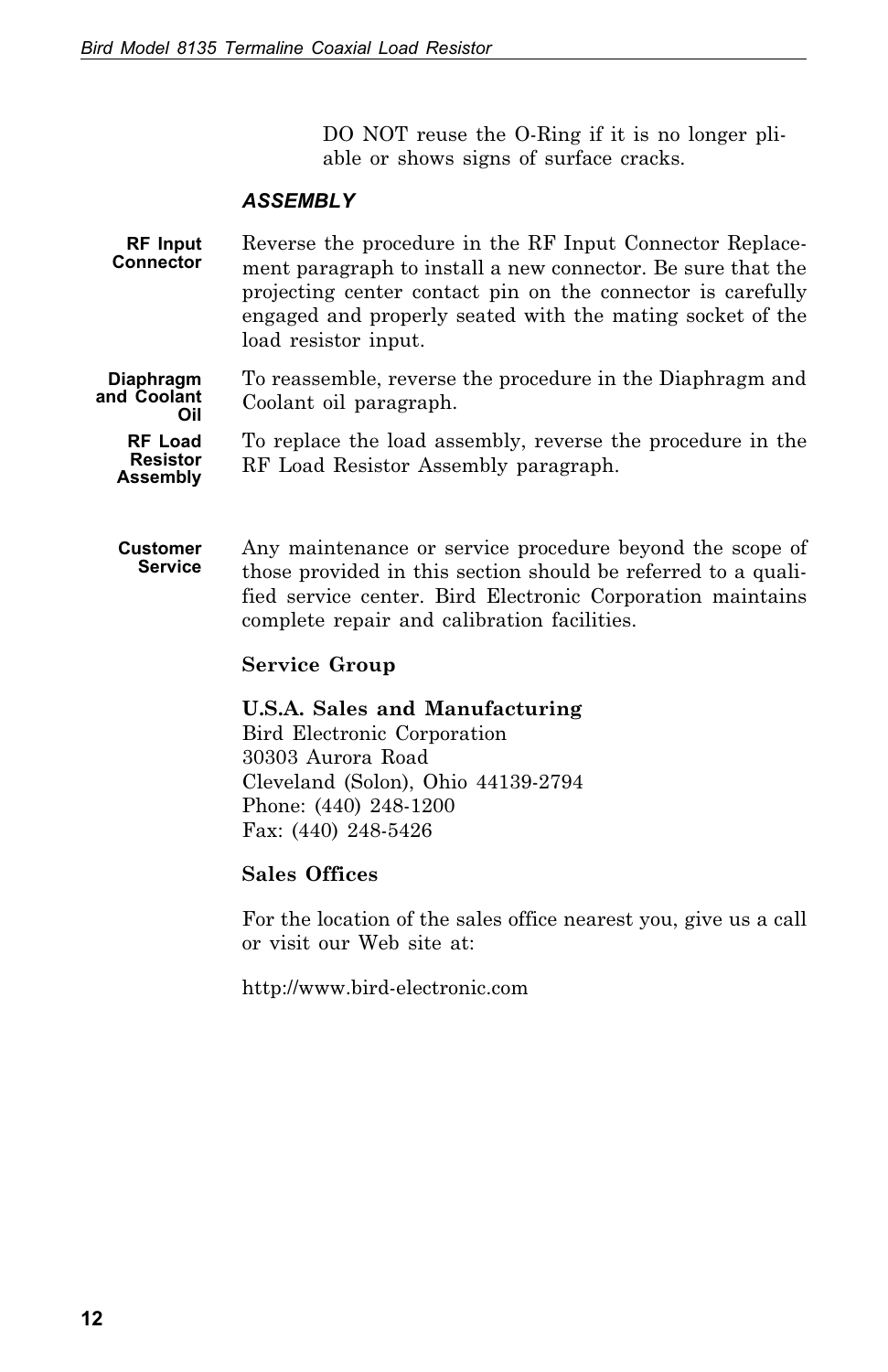DO NOT reuse the O-Ring if it is no longer pliable or shows signs of surface cracks.

### *ASSEMBLY*

**RF Input Connector**

Reverse the procedure in the RF Input Connector Replacement paragraph to install a new connector. Be sure that the projecting center contact pin on the connector is carefully engaged and properly seated with the mating socket of the load resistor input.

**Diaphragm and Coolant Oil**

To reassemble, reverse the procedure in the Diaphragm and Coolant oil paragraph.

**RF Load Resistor Assembly**

To replace the load assembly, reverse the procedure in the RF Load Resistor Assembly paragraph.

**Customer Service**

Any maintenance or service procedure beyond the scope of those provided in this section should be referred to a qualified service center. Bird Electronic Corporation maintains complete repair and calibration facilities.

**Service Group**

**U.S.A. Sales and Manufacturing**
Bird Electronic Corporation
30303 Aurora Road
Cleveland (Solon), Ohio 44139-2794
Phone: (440) 248-1200
Fax: (440) 248-5426

**Sales Offices**

For the location of the sales office nearest you, give us a call or visit our Web site at:

http://www.bird-electronic.com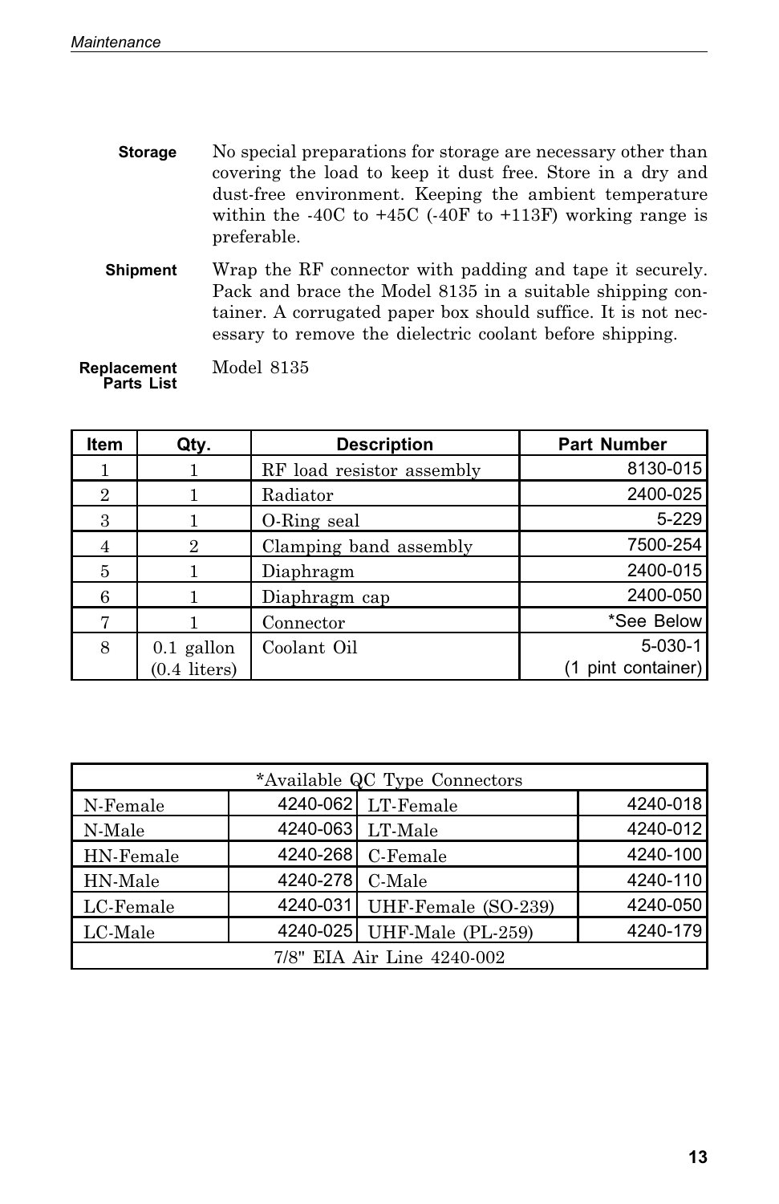### Storage

No special preparations for storage are necessary other than covering the load to keep it dust free. Store in a dry and dust-free environment. Keeping the ambient temperature within the -40C to +45C (-40F to +113F) working range is preferable.

### Shipment

Wrap the RF connector with padding and tape it securely. Pack and brace the Model 8135 in a suitable shipping container. A corrugated paper box should suffice. It is not necessary to remove the dielectric coolant before shipping.

### Replacement Parts List

Model 8135

| Item | Qty. | Description | Part Number |
|---|---|---|---|
| 1 | 1 | RF load resistor assembly | 8130-015 |
| 2 | 1 | Radiator | 2400-025 |
| 3 | 1 | O-Ring seal | 5-229 |
| 4 | 2 | Clamping band assembly | 7500-254 |
| 5 | 1 | Diaphragm | 2400-015 |
| 6 | 1 | Diaphragm cap | 2400-050 |
| 7 | 1 | Connector | *See Below |
| 8 | 0.1 gallon (0.4 liters) | Coolant Oil | 5-030-1 (1 pint container) |

| *Available QC Type Connectors | | | |
|---|---|---|---|
| N-Female | 4240-062 | LT-Female | 4240-018 |
| N-Male | 4240-063 | LT-Male | 4240-012 |
| HN-Female | 4240-268 | C-Female | 4240-100 |
| HN-Male | 4240-278 | C-Male | 4240-110 |
| LC-Female | 4240-031 | UHF-Female (SO-239) | 4240-050 |
| LC-Male | 4240-025 | UHF-Male (PL-259) | 4240-179 |
| 7/8" EIA Air Line 4240-002 | | | |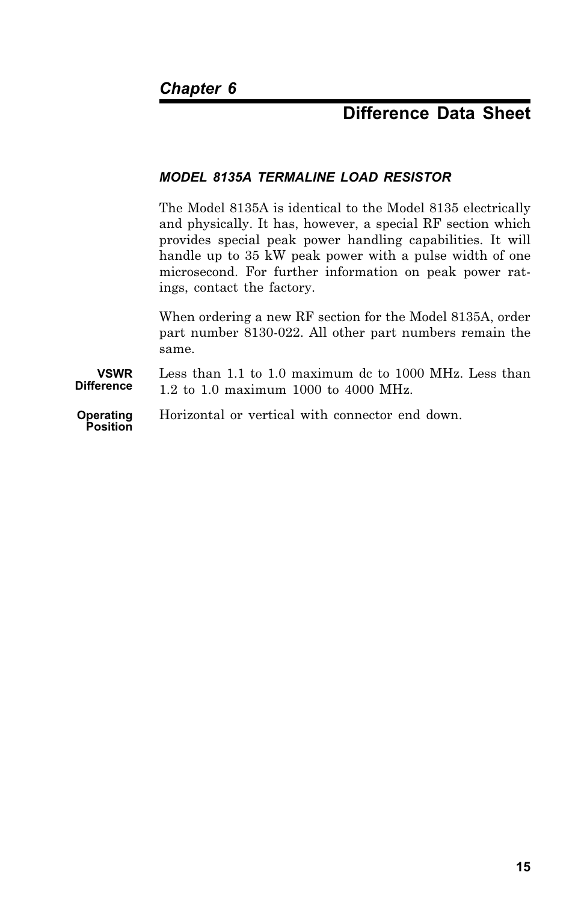# Chapter 6

## Difference Data Sheet

### *MODEL 8135A TERMALINE LOAD RESISTOR*

The Model 8135A is identical to the Model 8135 electrically and physically. It has, however, a special RF section which provides special peak power handling capabilities. It will handle up to 35 kW peak power with a pulse width of one microsecond. For further information on peak power ratings, contact the factory.

When ordering a new RF section for the Model 8135A, order part number 8130-022. All other part numbers remain the same.

**VSWR Difference** Less than 1.1 to 1.0 maximum dc to 1000 MHz. Less than 1.2 to 1.0 maximum 1000 to 4000 MHz.

**Operating Position** Horizontal or vertical with connector end down.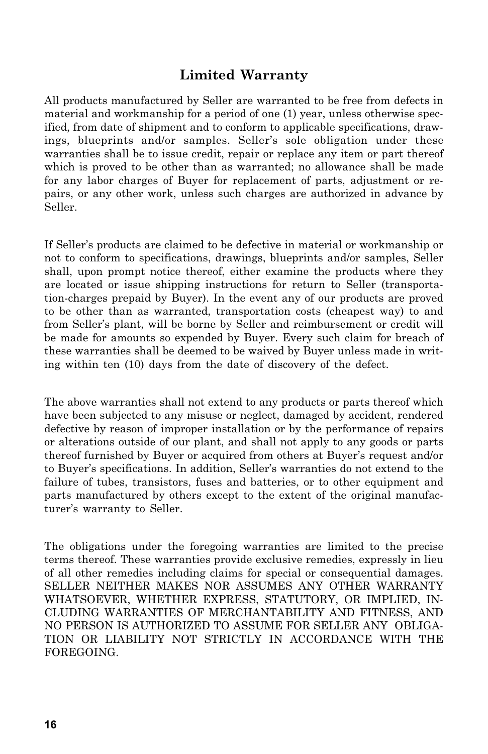## Limited Warranty

All products manufactured by Seller are warranted to be free from defects in material and workmanship for a period of one (1) year, unless otherwise specified, from date of shipment and to conform to applicable specifications, drawings, blueprints and/or samples. Seller's sole obligation under these warranties shall be to issue credit, repair or replace any item or part thereof which is proved to be other than as warranted; no allowance shall be made for any labor charges of Buyer for replacement of parts, adjustment or repairs, or any other work, unless such charges are authorized in advance by Seller.

If Seller's products are claimed to be defective in material or workmanship or not to conform to specifications, drawings, blueprints and/or samples, Seller shall, upon prompt notice thereof, either examine the products where they are located or issue shipping instructions for return to Seller (transportation-charges prepaid by Buyer). In the event any of our products are proved to be other than as warranted, transportation costs (cheapest way) to and from Seller's plant, will be borne by Seller and reimbursement or credit will be made for amounts so expended by Buyer. Every such claim for breach of these warranties shall be deemed to be waived by Buyer unless made in writing within ten (10) days from the date of discovery of the defect.

The above warranties shall not extend to any products or parts thereof which have been subjected to any misuse or neglect, damaged by accident, rendered defective by reason of improper installation or by the performance of repairs or alterations outside of our plant, and shall not apply to any goods or parts thereof furnished by Buyer or acquired from others at Buyer's request and/or to Buyer's specifications. In addition, Seller's warranties do not extend to the failure of tubes, transistors, fuses and batteries, or to other equipment and parts manufactured by others except to the extent of the original manufacturer's warranty to Seller.

The obligations under the foregoing warranties are limited to the precise terms thereof. These warranties provide exclusive remedies, expressly in lieu of all other remedies including claims for special or consequential damages. SELLER NEITHER MAKES NOR ASSUMES ANY OTHER WARRANTY WHATSOEVER, WHETHER EXPRESS, STATUTORY, OR IMPLIED, INCLUDING WARRANTIES OF MERCHANTABILITY AND FITNESS, AND NO PERSON IS AUTHORIZED TO ASSUME FOR SELLER ANY OBLIGATION OR LIABILITY NOT STRICTLY IN ACCORDANCE WITH THE FOREGOING.